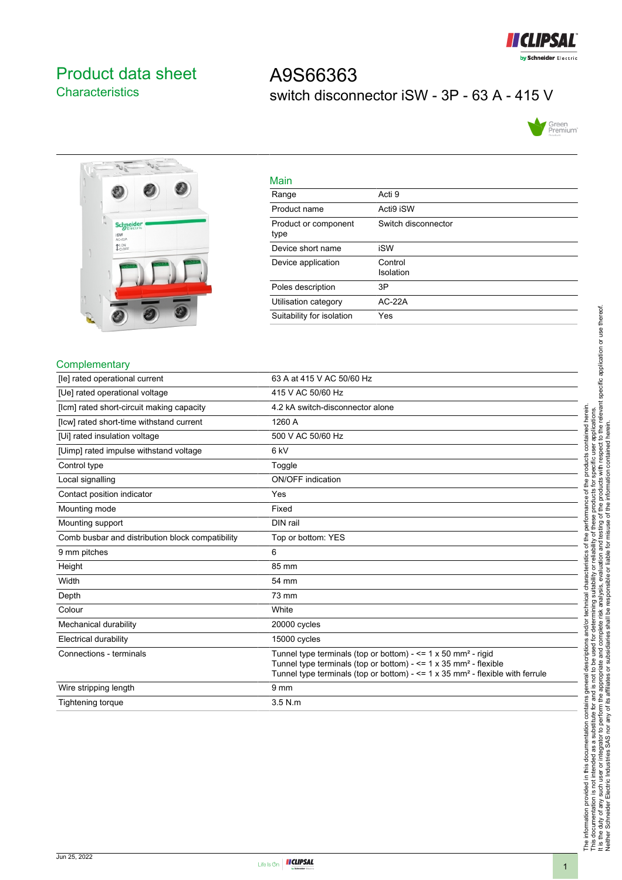# Product data sheet
## Characteristics

# A9S66363
switch disconnector iSW - 3P - 63 A - 415 V

### Main

| | |
|---|---|
| Range | Acti 9 |
| Product name | Acti9 iSW |
| Product or component type | Switch disconnector |
| Device short name | iSW |
| Device application | Control<br>Isolation |
| Poles description | 3P |
| Utilisation category | AC-22A |
| Suitability for isolation | Yes |

### Complementary

| | |
|---|---|
| [Ie] rated operational current | 63 A at 415 V AC 50/60 Hz |
| [Ue] rated operational voltage | 415 V AC 50/60 Hz |
| [Icm] rated short-circuit making capacity | 4.2 kA switch-disconnector alone |
| [Icw] rated short-time withstand current | 1260 A |
| [Ui] rated insulation voltage | 500 V AC 50/60 Hz |
| [Uimp] rated impulse withstand voltage | 6 kV |
| Control type | Toggle |
| Local signalling | ON/OFF indication |
| Contact position indicator | Yes |
| Mounting mode | Fixed |
| Mounting support | DIN rail |
| Comb busbar and distribution block compatibility | Top or bottom: YES |
| 9 mm pitches | 6 |
| Height | 85 mm |
| Width | 54 mm |
| Depth | 73 mm |
| Colour | White |
| Mechanical durability | 20000 cycles |
| Electrical durability | 15000 cycles |
| Connections - terminals | Tunnel type terminals (top or bottom) - <= 1 x 50 mm² - rigid<br>Tunnel type terminals (top or bottom) - <= 1 x 35 mm² - flexible<br>Tunnel type terminals (top or bottom) - <= 1 x 35 mm² - flexible with ferrule |
| Wire stripping length | 9 mm |
| Tightening torque | 3.5 N.m |

The information provided in this documentation contains general descriptions and/or technical characteristics of the performance of the products contained herein.
This documentation is not intended as a substitute for and is not to be used for determining suitability or reliability of these products for specific user applications.
It is the duty of any such user or integrator to perform the appropriate and complete risk analysis, evaluation and testing of the products with respect to the relevant specific application or use thereof.
Neither Schneider Electric Industries SAS nor any of its affiliates or subsidiaries shall be responsible or liable for misuse of the information contained herein.

Jun 25, 2022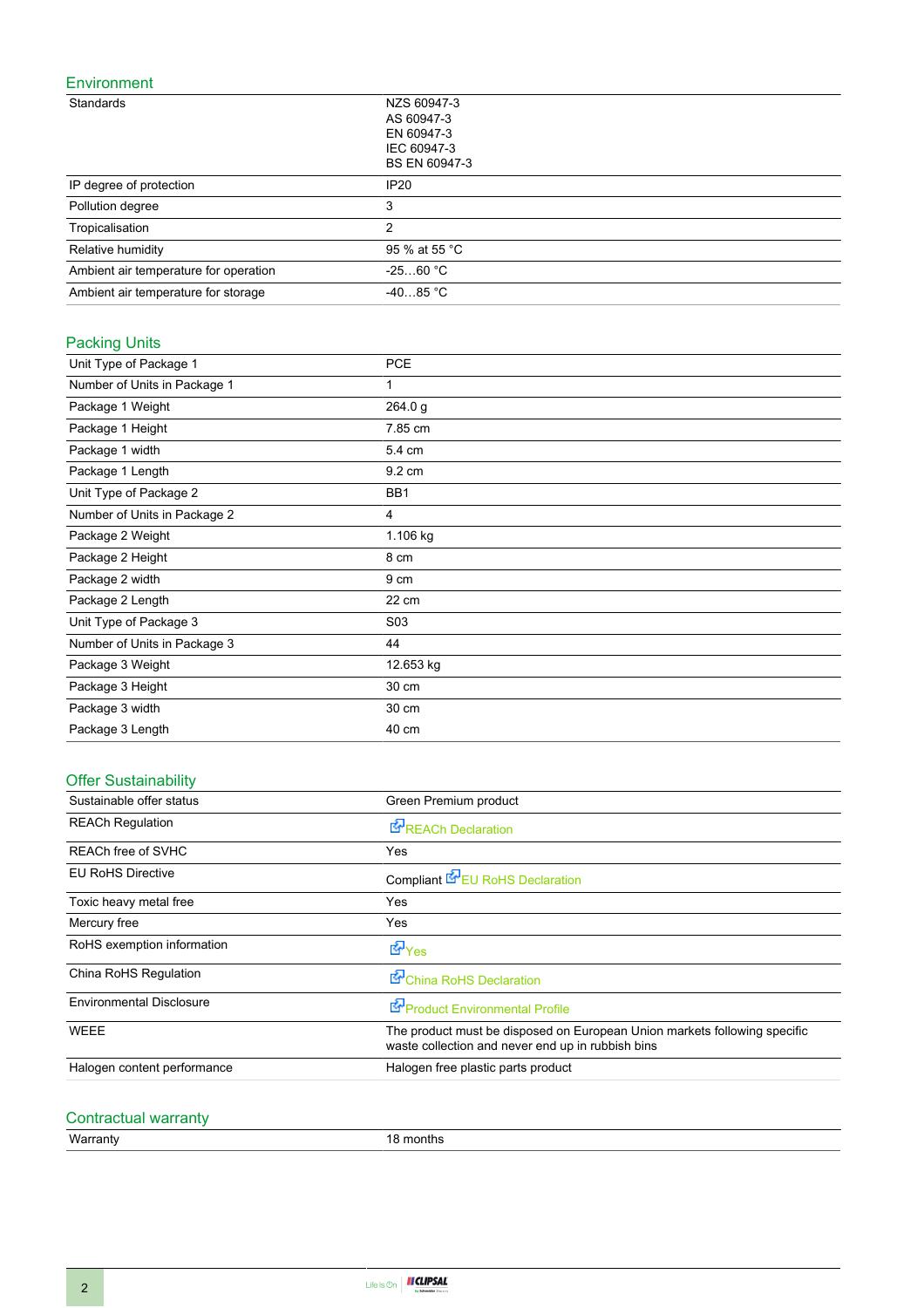## Environment

| | |
|---|---|
| Standards | NZS 60947-3<br>AS 60947-3<br>EN 60947-3<br>IEC 60947-3<br>BS EN 60947-3 |
| IP degree of protection | IP20 |
| Pollution degree | 3 |
| Tropicalisation | 2 |
| Relative humidity | 95 % at 55 °C |
| Ambient air temperature for operation | -25…60 °C |
| Ambient air temperature for storage | -40…85 °C |

## Packing Units

| | |
|---|---|
| Unit Type of Package 1 | PCE |
| Number of Units in Package 1 | 1 |
| Package 1 Weight | 264.0 g |
| Package 1 Height | 7.85 cm |
| Package 1 width | 5.4 cm |
| Package 1 Length | 9.2 cm |
| Unit Type of Package 2 | BB1 |
| Number of Units in Package 2 | 4 |
| Package 2 Weight | 1.106 kg |
| Package 2 Height | 8 cm |
| Package 2 width | 9 cm |
| Package 2 Length | 22 cm |
| Unit Type of Package 3 | S03 |
| Number of Units in Package 3 | 44 |
| Package 3 Weight | 12.653 kg |
| Package 3 Height | 30 cm |
| Package 3 width | 30 cm |
| Package 3 Length | 40 cm |

## Offer Sustainability

| | |
|---|---|
| Sustainable offer status | Green Premium product |
| REACh Regulation | REACh Declaration |
| REACh free of SVHC | Yes |
| EU RoHS Directive | Compliant EU RoHS Declaration |
| Toxic heavy metal free | Yes |
| Mercury free | Yes |
| RoHS exemption information | Yes |
| China RoHS Regulation | China RoHS Declaration |
| Environmental Disclosure | Product Environmental Profile |
| WEEE | The product must be disposed on European Union markets following specific waste collection and never end up in rubbish bins |
| Halogen content performance | Halogen free plastic parts product |

## Contractual warranty

| | |
|---|---|
| Warranty | 18 months |